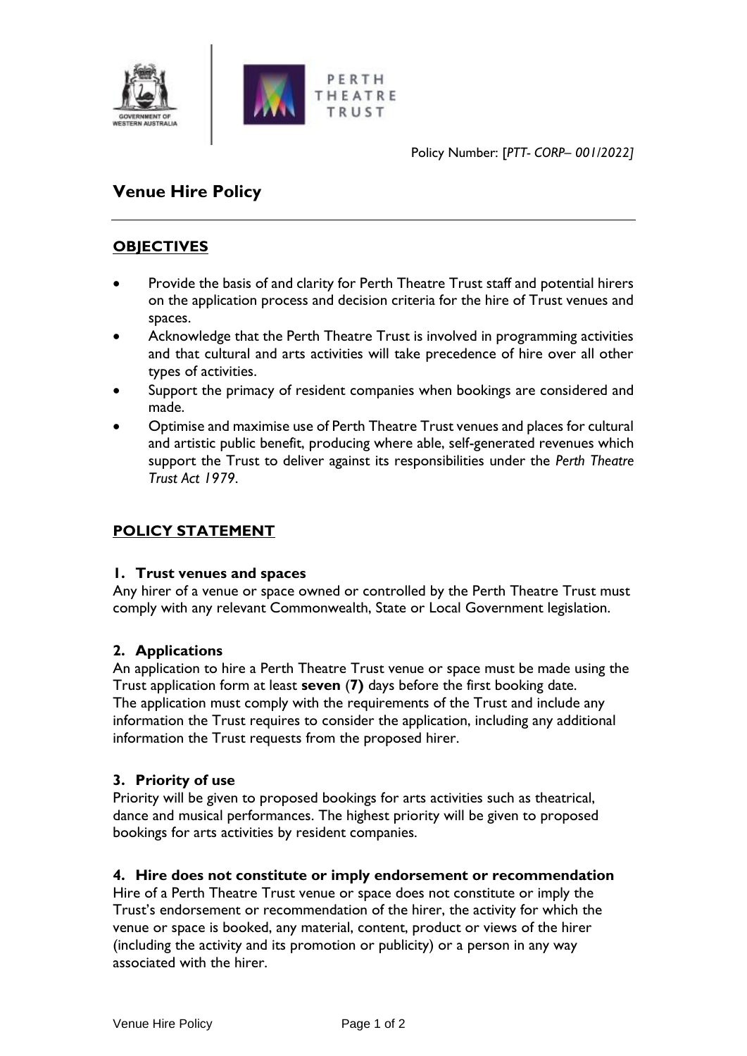Policy Number: [*PTT- CORP– 001/2022]*

# Venue Hire Policy

## OBJECTIVES

- Provide the basis of and clarity for Perth Theatre Trust staff and potential hirers on the application process and decision criteria for the hire of Trust venues and spaces.
- Acknowledge that the Perth Theatre Trust is involved in programming activities and that cultural and arts activities will take precedence of hire over all other types of activities.
- Support the primacy of resident companies when bookings are considered and made.
- Optimise and maximise use of Perth Theatre Trust venues and places for cultural and artistic public benefit, producing where able, self-generated revenues which support the Trust to deliver against its responsibilities under the *Perth Theatre Trust Act 1979*.

## POLICY STATEMENT

### 1. Trust venues and spaces

Any hirer of a venue or space owned or controlled by the Perth Theatre Trust must comply with any relevant Commonwealth, State or Local Government legislation.

### 2. Applications

An application to hire a Perth Theatre Trust venue or space must be made using the Trust application form at least **seven** (**7)** days before the first booking date.
The application must comply with the requirements of the Trust and include any information the Trust requires to consider the application, including any additional information the Trust requests from the proposed hirer.

### 3. Priority of use

Priority will be given to proposed bookings for arts activities such as theatrical, dance and musical performances. The highest priority will be given to proposed bookings for arts activities by resident companies.

### 4. Hire does not constitute or imply endorsement or recommendation

Hire of a Perth Theatre Trust venue or space does not constitute or imply the Trust's endorsement or recommendation of the hirer, the activity for which the venue or space is booked, any material, content, product or views of the hirer (including the activity and its promotion or publicity) or a person in any way associated with the hirer.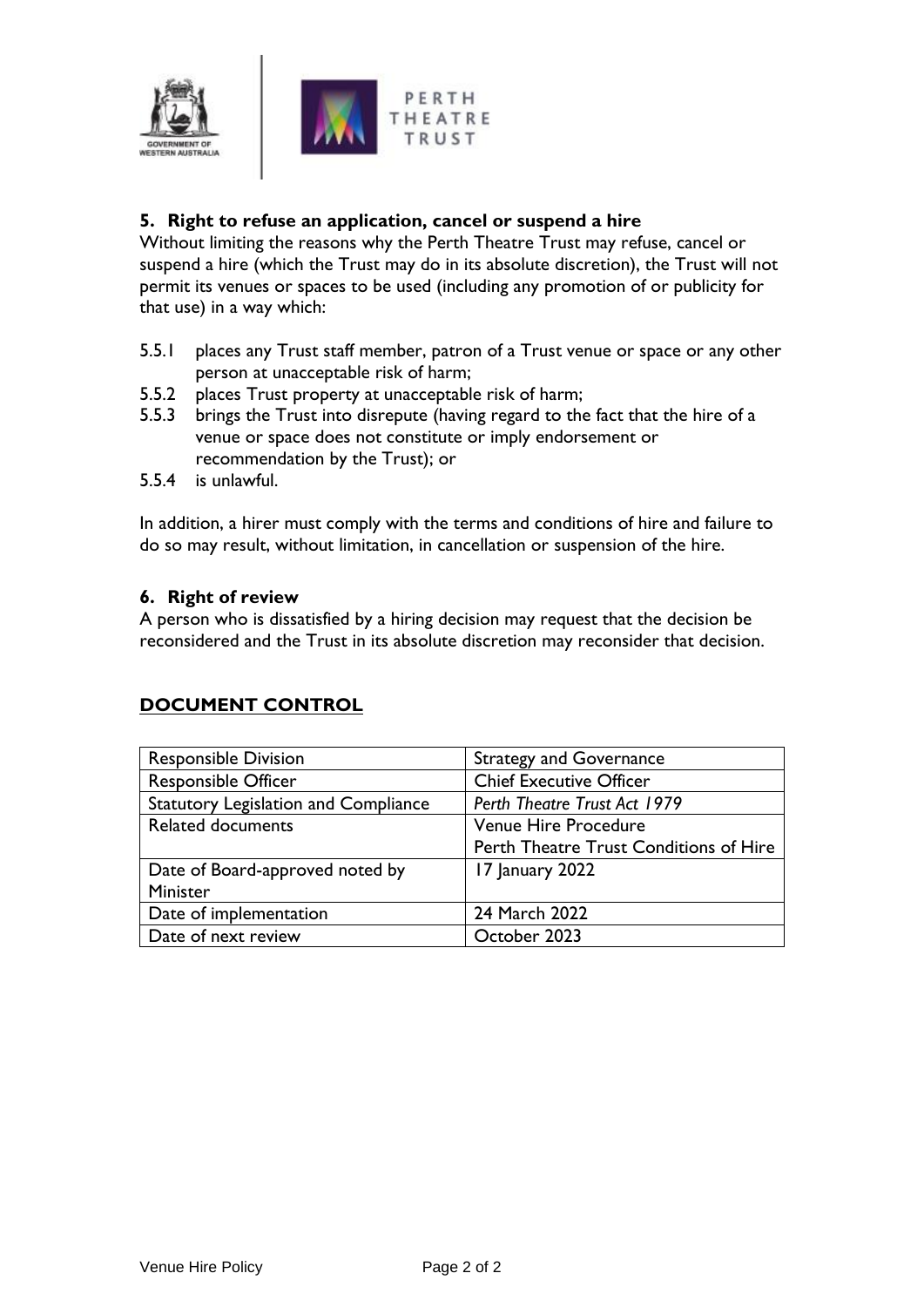## 5. Right to refuse an application, cancel or suspend a hire

Without limiting the reasons why the Perth Theatre Trust may refuse, cancel or suspend a hire (which the Trust may do in its absolute discretion), the Trust will not permit its venues or spaces to be used (including any promotion of or publicity for that use) in a way which:

5.5.1 places any Trust staff member, patron of a Trust venue or space or any other person at unacceptable risk of harm;
5.5.2 places Trust property at unacceptable risk of harm;
5.5.3 brings the Trust into disrepute (having regard to the fact that the hire of a venue or space does not constitute or imply endorsement or recommendation by the Trust); or
5.5.4 is unlawful.

In addition, a hirer must comply with the terms and conditions of hire and failure to do so may result, without limitation, in cancellation or suspension of the hire.

## 6. Right of review

A person who is dissatisfied by a hiring decision may request that the decision be reconsidered and the Trust in its absolute discretion may reconsider that decision.

## DOCUMENT CONTROL

| | |
|---|---|
| Responsible Division | Strategy and Governance |
| Responsible Officer | Chief Executive Officer |
| Statutory Legislation and Compliance | *Perth Theatre Trust Act 1979* |
| Related documents | Venue Hire Procedure<br>Perth Theatre Trust Conditions of Hire |
| Date of Board-approved noted by Minister | 17 January 2022 |
| Date of implementation | 24 March 2022 |
| Date of next review | October 2023 |